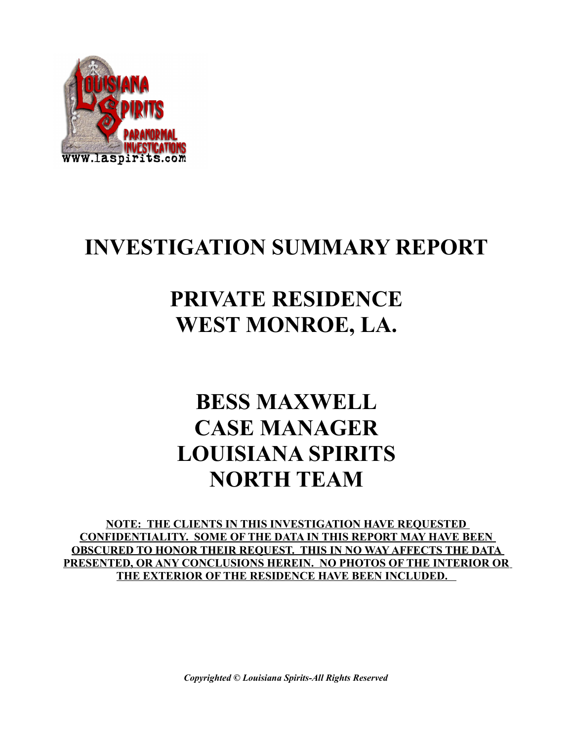# INVESTIGATION SUMMARY REPORT

# PRIVATE RESIDENCE
# WEST MONROE, LA.

## BESS MAXWELL
## CASE MANAGER
## LOUISIANA SPIRITS
## NORTH TEAM

**NOTE: THE CLIENTS IN THIS INVESTIGATION HAVE REQUESTED CONFIDENTIALITY. SOME OF THE DATA IN THIS REPORT MAY HAVE BEEN OBSCURED TO HONOR THEIR REQUEST. THIS IN NO WAY AFFECTS THE DATA PRESENTED, OR ANY CONCLUSIONS HEREIN. NO PHOTOS OF THE INTERIOR OR THE EXTERIOR OF THE RESIDENCE HAVE BEEN INCLUDED.**

***Copyrighted © Louisiana Spirits-All Rights Reserved***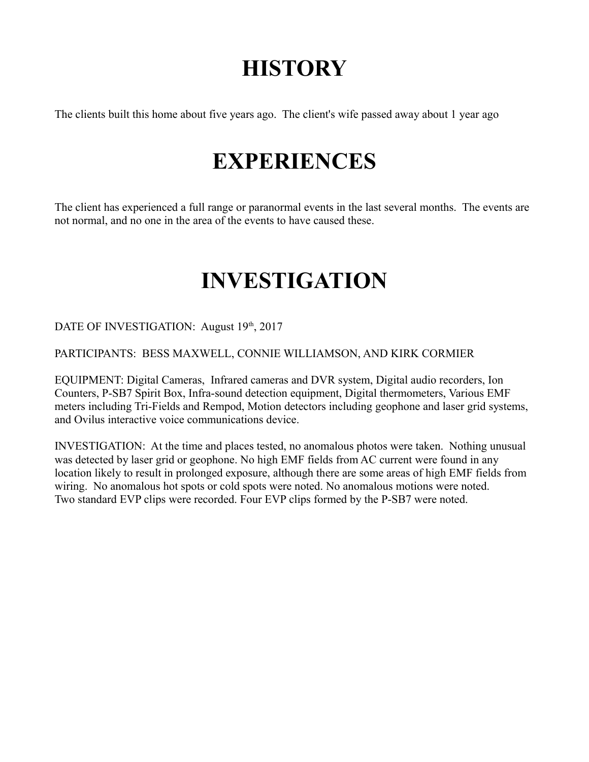# HISTORY

The clients built this home about five years ago. The client's wife passed away about 1 year ago

# EXPERIENCES

The client has experienced a full range or paranormal events in the last several months. The events are not normal, and no one in the area of the events to have caused these.

# INVESTIGATION

DATE OF INVESTIGATION: August 19th, 2017

PARTICIPANTS: BESS MAXWELL, CONNIE WILLIAMSON, AND KIRK CORMIER

EQUIPMENT: Digital Cameras, Infrared cameras and DVR system, Digital audio recorders, Ion Counters, P-SB7 Spirit Box, Infra-sound detection equipment, Digital thermometers, Various EMF meters including Tri-Fields and Rempod, Motion detectors including geophone and laser grid systems, and Ovilus interactive voice communications device.

INVESTIGATION: At the time and places tested, no anomalous photos were taken. Nothing unusual was detected by laser grid or geophone. No high EMF fields from AC current were found in any location likely to result in prolonged exposure, although there are some areas of high EMF fields from wiring. No anomalous hot spots or cold spots were noted. No anomalous motions were noted. Two standard EVP clips were recorded. Four EVP clips formed by the P-SB7 were noted.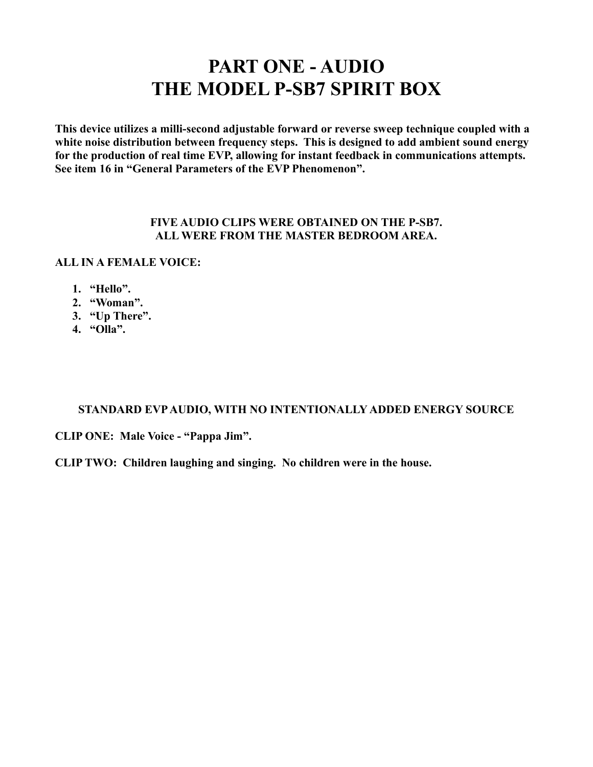# PART ONE - AUDIO
# THE MODEL P-SB7 SPIRIT BOX

**This device utilizes a milli-second adjustable forward or reverse sweep technique coupled with a white noise distribution between frequency steps. This is designed to add ambient sound energy for the production of real time EVP, allowing for instant feedback in communications attempts. See item 16 in "General Parameters of the EVP Phenomenon".**

**FIVE AUDIO CLIPS WERE OBTAINED ON THE P-SB7.**
**ALL WERE FROM THE MASTER BEDROOM AREA.**

**ALL IN A FEMALE VOICE:**

1. **"Hello".**
2. **"Woman".**
3. **"Up There".**
4. **"Olla".**

**STANDARD EVP AUDIO, WITH NO INTENTIONALLY ADDED ENERGY SOURCE**

**CLIP ONE: Male Voice - "Pappa Jim".**

**CLIP TWO: Children laughing and singing. No children were in the house.**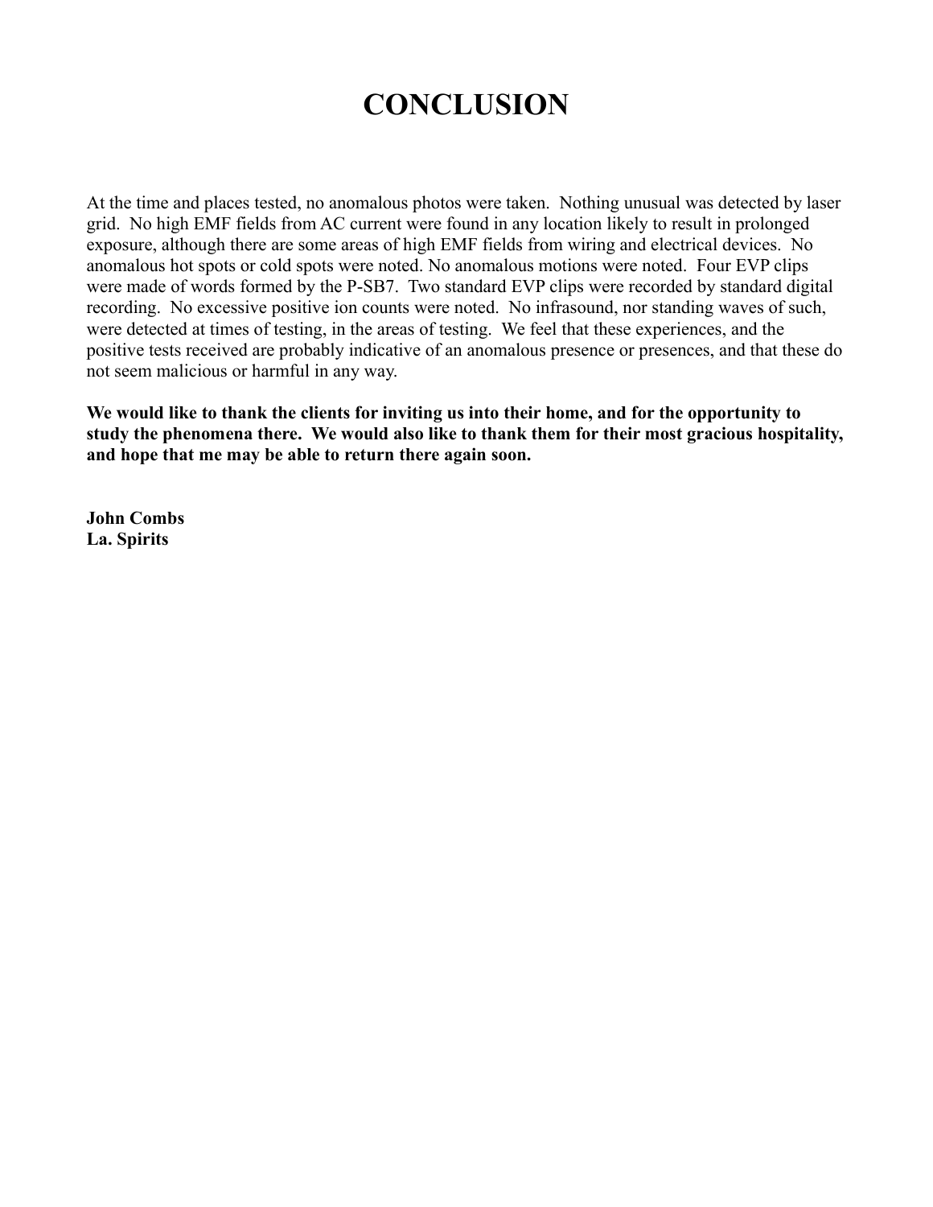# CONCLUSION

At the time and places tested, no anomalous photos were taken. Nothing unusual was detected by laser grid. No high EMF fields from AC current were found in any location likely to result in prolonged exposure, although there are some areas of high EMF fields from wiring and electrical devices. No anomalous hot spots or cold spots were noted. No anomalous motions were noted. Four EVP clips were made of words formed by the P-SB7. Two standard EVP clips were recorded by standard digital recording. No excessive positive ion counts were noted. No infrasound, nor standing waves of such, were detected at times of testing, in the areas of testing. We feel that these experiences, and the positive tests received are probably indicative of an anomalous presence or presences, and that these do not seem malicious or harmful in any way.

**We would like to thank the clients for inviting us into their home, and for the opportunity to study the phenomena there. We would also like to thank them for their most gracious hospitality, and hope that me may be able to return there again soon.**

**John Combs**
**La. Spirits**